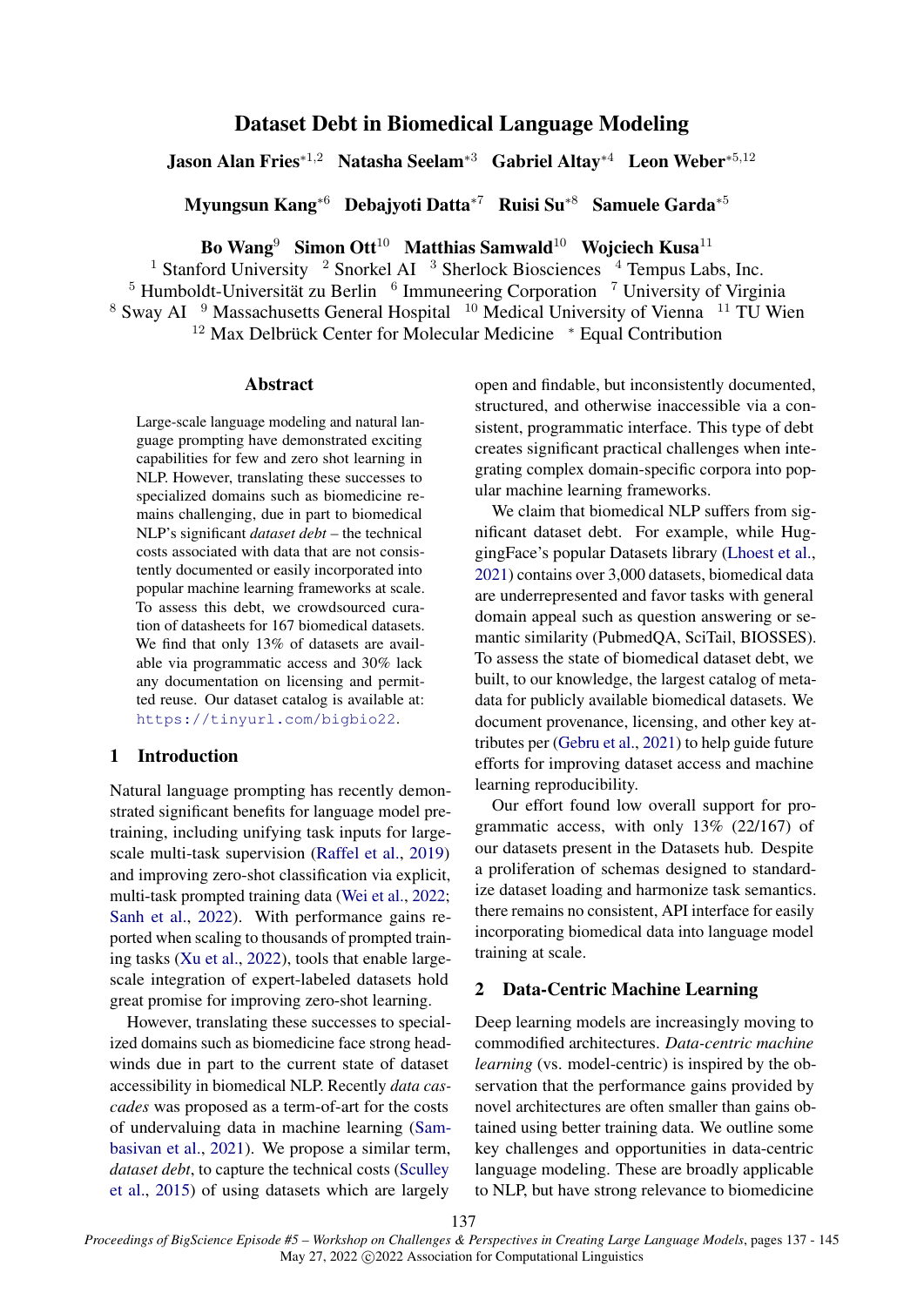# Dataset Debt in Biomedical Language Modeling

**Jason Alan Fries**[*1,2] **Natasha Seelam**[*3] **Gabriel Altay**[*4] **Leon Weber**[*5,12]

**Myungsun Kang**[*6] **Debajyoti Datta**[*7] **Ruisi Su**[*8] **Samuele Garda**[*5]

**Bo Wang**[9] **Simon Ott**[10] **Matthias Samwald**[10] **Wojciech Kusa**[11]

[1] Stanford University [2] Snorkel AI [3] Sherlock Biosciences [4] Tempus Labs, Inc.
[5] Humboldt-Universität zu Berlin [6] Immuneering Corporation [7] University of Virginia
[8] Sway AI [9] Massachusetts General Hospital [10] Medical University of Vienna [11] TU Wien
[12] Max Delbrück Center for Molecular Medicine [*] Equal Contribution

## Abstract

Large-scale language modeling and natural language prompting have demonstrated exciting capabilities for few and zero shot learning in NLP. However, translating these successes to specialized domains such as biomedicine remains challenging, due in part to biomedical NLP's significant *dataset debt* – the technical costs associated with data that are not consistently documented or easily incorporated into popular machine learning frameworks at scale. To assess this debt, we crowdsourced curation of datasheets for 167 biomedical datasets. We find that only 13% of datasets are available via programmatic access and 30% lack any documentation on licensing and permitted reuse. Our dataset catalog is available at: https://tinyurl.com/bigbio22.

## 1 Introduction

Natural language prompting has recently demonstrated significant benefits for language model pretraining, including unifying task inputs for large-scale multi-task supervision (Raffel et al., 2019) and improving zero-shot classification via explicit, multi-task prompted training data (Wei et al., 2022; Sanh et al., 2022). With performance gains reported when scaling to thousands of prompted training tasks (Xu et al., 2022), tools that enable large-scale integration of expert-labeled datasets hold great promise for improving zero-shot learning.

However, translating these successes to specialized domains such as biomedicine face strong headwinds due in part to the current state of dataset accessibility in biomedical NLP. Recently *data cascades* was proposed as a term-of-art for the costs of undervaluing data in machine learning (Sambasivan et al., 2021). We propose a similar term, *dataset debt*, to capture the technical costs (Sculley et al., 2015) of using datasets which are largely open and findable, but inconsistently documented, structured, and otherwise inaccessible via a consistent, programmatic interface. This type of debt creates significant practical challenges when integrating complex domain-specific corpora into popular machine learning frameworks.

We claim that biomedical NLP suffers from significant dataset debt. For example, while HuggingFace's popular Datasets library (Lhoest et al., 2021) contains over 3,000 datasets, biomedical data are underrepresented and favor tasks with general domain appeal such as question answering or semantic similarity (PubmedQA, SciTail, BIOSSES). To assess the state of biomedical dataset debt, we built, to our knowledge, the largest catalog of metadata for publicly available biomedical datasets. We document provenance, licensing, and other key attributes per (Gebru et al., 2021) to help guide future efforts for improving dataset access and machine learning reproducibility.

Our effort found low overall support for programmatic access, with only 13% (22/167) of our datasets present in the Datasets hub. Despite a proliferation of schemas designed to standardize dataset loading and harmonize task semantics. there remains no consistent, API interface for easily incorporating biomedical data into language model training at scale.

## 2 Data-Centric Machine Learning

Deep learning models are increasingly moving to commodified architectures. *Data-centric machine learning* (vs. model-centric) is inspired by the observation that the performance gains provided by novel architectures are often smaller than gains obtained using better training data. We outline some key challenges and opportunities in data-centric language modeling. These are broadly applicable to NLP, but have strong relevance to biomedicine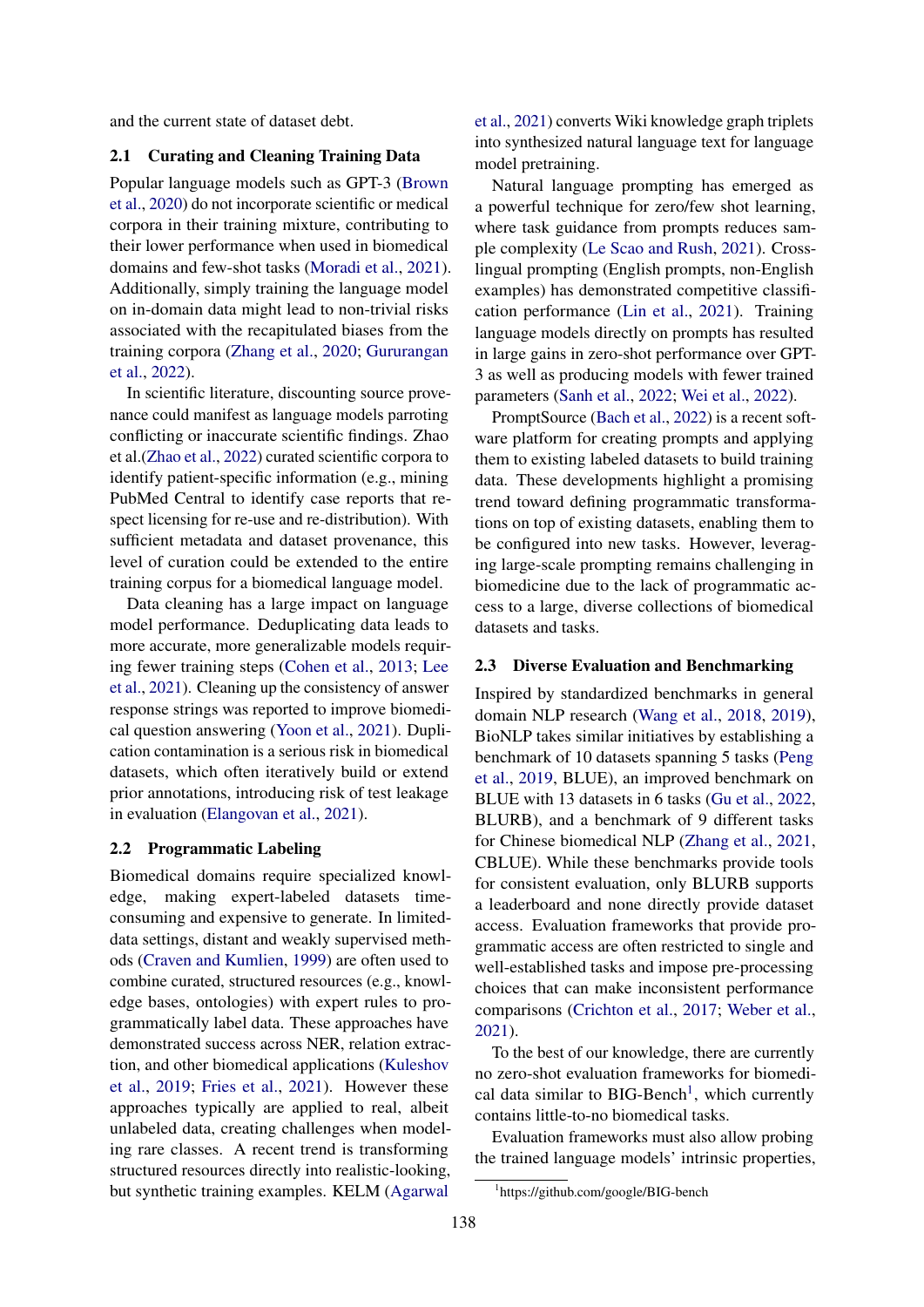and the current state of dataset debt.

### 2.1 Curating and Cleaning Training Data

Popular language models such as GPT-3 (Brown et al., 2020) do not incorporate scientific or medical corpora in their training mixture, contributing to their lower performance when used in biomedical domains and few-shot tasks (Moradi et al., 2021). Additionally, simply training the language model on in-domain data might lead to non-trivial risks associated with the recapitulated biases from the training corpora (Zhang et al., 2020; Gururangan et al., 2022).

In scientific literature, discounting source provenance could manifest as language models parroting conflicting or inaccurate scientific findings. Zhao et al.(Zhao et al., 2022) curated scientific corpora to identify patient-specific information (e.g., mining PubMed Central to identify case reports that respect licensing for re-use and re-distribution). With sufficient metadata and dataset provenance, this level of curation could be extended to the entire training corpus for a biomedical language model.

Data cleaning has a large impact on language model performance. Deduplicating data leads to more accurate, more generalizable models requiring fewer training steps (Cohen et al., 2013; Lee et al., 2021). Cleaning up the consistency of answer response strings was reported to improve biomedical question answering (Yoon et al., 2021). Duplication contamination is a serious risk in biomedical datasets, which often iteratively build or extend prior annotations, introducing risk of test leakage in evaluation (Elangovan et al., 2021).

### 2.2 Programmatic Labeling

Biomedical domains require specialized knowledge, making expert-labeled datasets time-consuming and expensive to generate. In limited-data settings, distant and weakly supervised methods (Craven and Kumlien, 1999) are often used to combine curated, structured resources (e.g., knowledge bases, ontologies) with expert rules to programmatically label data. These approaches have demonstrated success across NER, relation extraction, and other biomedical applications (Kuleshov et al., 2019; Fries et al., 2021). However these approaches typically are applied to real, albeit unlabeled data, creating challenges when modeling rare classes. A recent trend is transforming structured resources directly into realistic-looking, but synthetic training examples. KELM (Agarwal et al., 2021) converts Wiki knowledge graph triplets into synthesized natural language text for language model pretraining.

Natural language prompting has emerged as a powerful technique for zero/few shot learning, where task guidance from prompts reduces sample complexity (Le Scao and Rush, 2021). Cross-lingual prompting (English prompts, non-English examples) has demonstrated competitive classification performance (Lin et al., 2021). Training language models directly on prompts has resulted in large gains in zero-shot performance over GPT-3 as well as producing models with fewer trained parameters (Sanh et al., 2022; Wei et al., 2022).

PromptSource (Bach et al., 2022) is a recent software platform for creating prompts and applying them to existing labeled datasets to build training data. These developments highlight a promising trend toward defining programmatic transformations on top of existing datasets, enabling them to be configured into new tasks. However, leveraging large-scale prompting remains challenging in biomedicine due to the lack of programmatic access to a large, diverse collections of biomedical datasets and tasks.

### 2.3 Diverse Evaluation and Benchmarking

Inspired by standardized benchmarks in general domain NLP research (Wang et al., 2018, 2019), BioNLP takes similar initiatives by establishing a benchmark of 10 datasets spanning 5 tasks (Peng et al., 2019, BLUE), an improved benchmark on BLUE with 13 datasets in 6 tasks (Gu et al., 2022, BLURB), and a benchmark of 9 different tasks for Chinese biomedical NLP (Zhang et al., 2021, CBLUE). While these benchmarks provide tools for consistent evaluation, only BLURB supports a leaderboard and none directly provide dataset access. Evaluation frameworks that provide programmatic access are often restricted to single and well-established tasks and impose pre-processing choices that can make inconsistent performance comparisons (Crichton et al., 2017; Weber et al., 2021).

To the best of our knowledge, there are currently no zero-shot evaluation frameworks for biomedical data similar to BIG-Bench[1], which currently contains little-to-no biomedical tasks.

Evaluation frameworks must also allow probing the trained language models' intrinsic properties,

[1] https://github.com/google/BIG-bench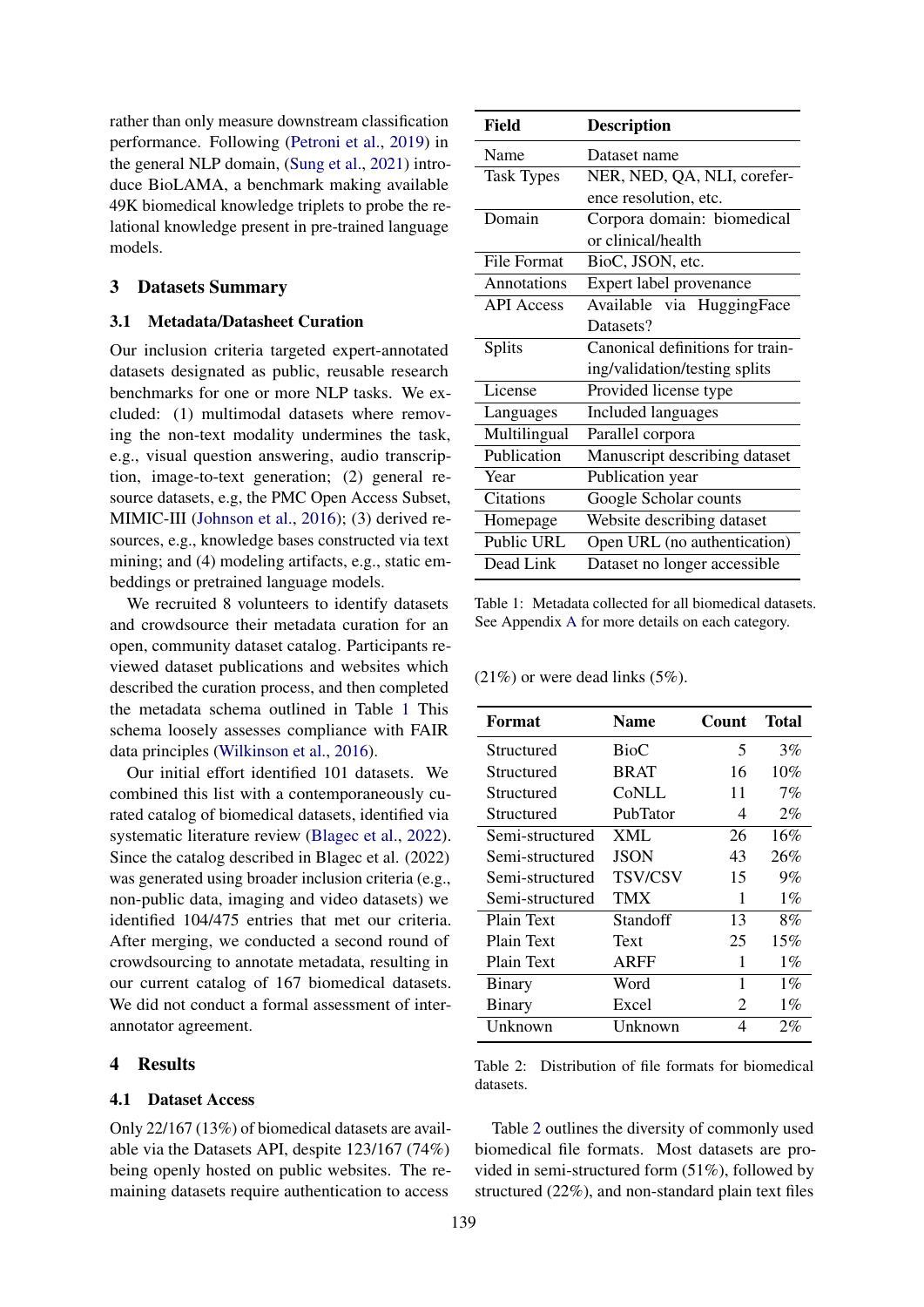rather than only measure downstream classification performance. Following (Petroni et al., 2019) in the general NLP domain, (Sung et al., 2021) introduce BioLAMA, a benchmark making available 49K biomedical knowledge triplets to probe the relational knowledge present in pre-trained language models.

## 3 Datasets Summary

### 3.1 Metadata/Datasheet Curation

Our inclusion criteria targeted expert-annotated datasets designated as public, reusable research benchmarks for one or more NLP tasks. We excluded: (1) multimodal datasets where removing the non-text modality undermines the task, e.g., visual question answering, audio transcription, image-to-text generation; (2) general resource datasets, e.g, the PMC Open Access Subset, MIMIC-III (Johnson et al., 2016); (3) derived resources, e.g., knowledge bases constructed via text mining; and (4) modeling artifacts, e.g., static embeddings or pretrained language models.

We recruited 8 volunteers to identify datasets and crowdsource their metadata curation for an open, community dataset catalog. Participants reviewed dataset publications and websites which described the curation process, and then completed the metadata schema outlined in Table 1 This schema loosely assesses compliance with FAIR data principles (Wilkinson et al., 2016).

Our initial effort identified 101 datasets. We combined this list with a contemporaneously curated catalog of biomedical datasets, identified via systematic literature review (Blagec et al., 2022). Since the catalog described in Blagec et al. (2022) was generated using broader inclusion criteria (e.g., non-public data, imaging and video datasets) we identified 104/475 entries that met our criteria. After merging, we conducted a second round of crowdsourcing to annotate metadata, resulting in our current catalog of 167 biomedical datasets. We did not conduct a formal assessment of inter-annotator agreement.

## 4 Results

### 4.1 Dataset Access

Only 22/167 (13%) of biomedical datasets are available via the Datasets API, despite 123/167 (74%) being openly hosted on public websites. The remaining datasets require authentication to access (21%) or were dead links (5%).

| Field | Description |
|---|---|
| Name | Dataset name |
| Task Types | NER, NED, QA, NLI, coreference resolution, etc. |
| Domain | Corpora domain: biomedical or clinical/health |
| File Format | BioC, JSON, etc. |
| Annotations | Expert label provenance |
| API Access | Available via HuggingFace Datasets? |
| Splits | Canonical definitions for training/validation/testing splits |
| License | Provided license type |
| Languages | Included languages |
| Multilingual | Parallel corpora |
| Publication | Manuscript describing dataset |
| Year | Publication year |
| Citations | Google Scholar counts |
| Homepage | Website describing dataset |
| Public URL | Open URL (no authentication) |
| Dead Link | Dataset no longer accessible |

Table 1: Metadata collected for all biomedical datasets. See Appendix A for more details on each category.

| Format | Name | Count | Total |
|---|---|---|---|
| Structured | BioC | 5 | 3% |
| Structured | BRAT | 16 | 10% |
| Structured | CoNLL | 11 | 7% |
| Structured | PubTator | 4 | 2% |
| Semi-structured | XML | 26 | 16% |
| Semi-structured | JSON | 43 | 26% |
| Semi-structured | TSV/CSV | 15 | 9% |
| Semi-structured | TMX | 1 | 1% |
| Plain Text | Standoff | 13 | 8% |
| Plain Text | Text | 25 | 15% |
| Plain Text | ARFF | 1 | 1% |
| Binary | Word | 1 | 1% |
| Binary | Excel | 2 | 1% |
| Unknown | Unknown | 4 | 2% |

Table 2: Distribution of file formats for biomedical datasets.

Table 2 outlines the diversity of commonly used biomedical file formats. Most datasets are provided in semi-structured form (51%), followed by structured (22%), and non-standard plain text files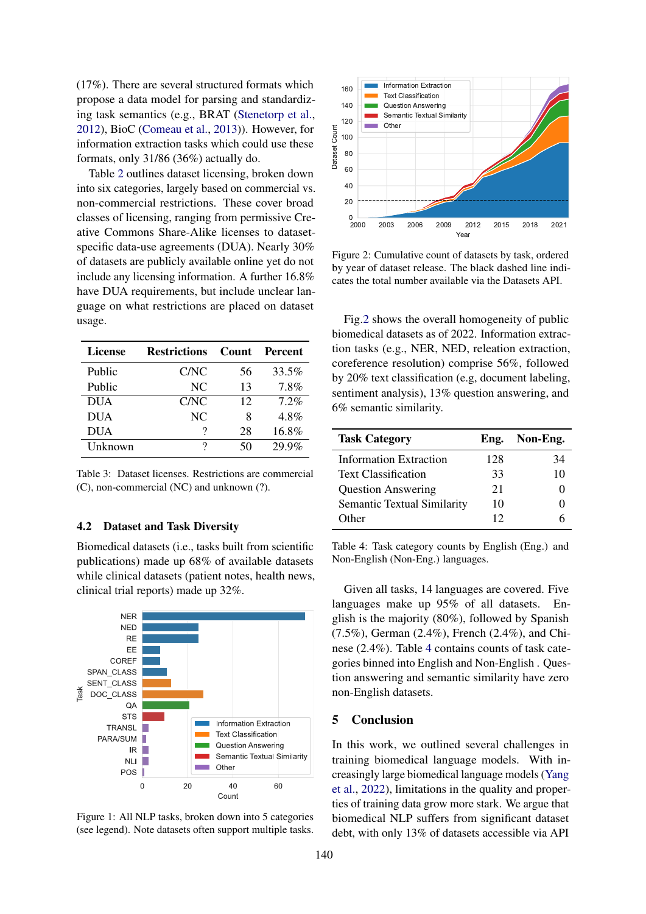(17%). There are several structured formats which propose a data model for parsing and standardizing task semantics (e.g., BRAT (Stenetorp et al., 2012), BioC (Comeau et al., 2013)). However, for information extraction tasks which could use these formats, only 31/86 (36%) actually do.

Table 2 outlines dataset licensing, broken down into six categories, largely based on commercial vs. non-commercial restrictions. These cover broad classes of licensing, ranging from permissive Creative Commons Share-Alike licenses to dataset-specific data-use agreements (DUA). Nearly 30% of datasets are publicly available online yet do not include any licensing information. A further 16.8% have DUA requirements, but include unclear language on what restrictions are placed on dataset usage.

| License | Restrictions | Count | Percent |
|---|---|---|---|
| Public | C/NC | 56 | 33.5% |
| Public | NC | 13 | 7.8% |
| DUA | C/NC | 12 | 7.2% |
| DUA | NC | 8 | 4.8% |
| DUA | ? | 28 | 16.8% |
| Unknown | ? | 50 | 29.9% |

Table 3: Dataset licenses. Restrictions are commercial (C), non-commercial (NC) and unknown (?).

## 4.2 Dataset and Task Diversity

Biomedical datasets (i.e., tasks built from scientific publications) made up 68% of available datasets while clinical datasets (patient notes, health news, clinical trial reports) made up 32%.

Figure 1: All NLP tasks, broken down into 5 categories (see legend). Note datasets often support multiple tasks.

Figure 2: Cumulative count of datasets by task, ordered by year of dataset release. The black dashed line indicates the total number available via the Datasets API.

Fig.2 shows the overall homogeneity of public biomedical datasets as of 2022. Information extraction tasks (e.g., NER, NED, releation extraction, coreference resolution) comprise 56%, followed by 20% text classification (e.g, document labeling, sentiment analysis), 13% question answering, and 6% semantic similarity.

| Task Category | Eng. | Non-Eng. |
|---|---|---|
| Information Extraction | 128 | 34 |
| Text Classification | 33 | 10 |
| Question Answering | 21 | 0 |
| Semantic Textual Similarity | 10 | 0 |
| Other | 12 | 6 |

Table 4: Task category counts by English (Eng.) and Non-English (Non-Eng.) languages.

Given all tasks, 14 languages are covered. Five languages make up 95% of all datasets. English is the majority (80%), followed by Spanish (7.5%), German (2.4%), French (2.4%), and Chinese (2.4%). Table 4 contains counts of task categories binned into English and Non-English . Question answering and semantic similarity have zero non-English datasets.

# 5 Conclusion

In this work, we outlined several challenges in training biomedical language models. With increasingly large biomedical language models (Yang et al., 2022), limitations in the quality and properties of training data grow more stark. We argue that biomedical NLP suffers from significant dataset debt, with only 13% of datasets accessible via API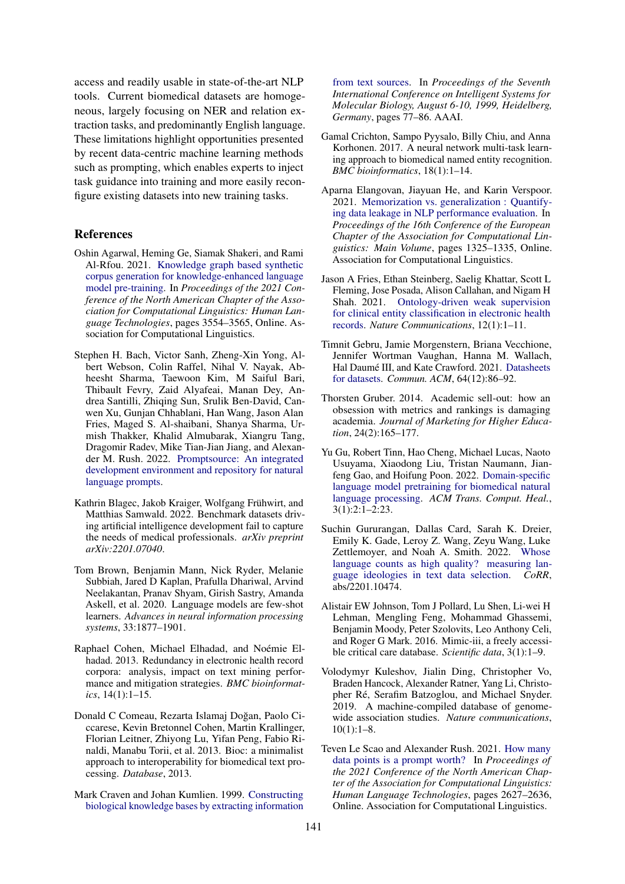access and readily usable in state-of-the-art NLP tools. Current biomedical datasets are homogeneous, largely focusing on NER and relation extraction tasks, and predominantly English language. These limitations highlight opportunities presented by recent data-centric machine learning methods such as prompting, which enables experts to inject task guidance into training and more easily reconfigure existing datasets into new training tasks.

## References

Oshin Agarwal, Heming Ge, Siamak Shakeri, and Rami Al-Rfou. 2021. Knowledge graph based synthetic corpus generation for knowledge-enhanced language model pre-training. In *Proceedings of the 2021 Conference of the North American Chapter of the Association for Computational Linguistics: Human Language Technologies*, pages 3554–3565, Online. Association for Computational Linguistics.

Stephen H. Bach, Victor Sanh, Zheng-Xin Yong, Albert Webson, Colin Raffel, Nihal V. Nayak, Abheesht Sharma, Taewoon Kim, M Saiful Bari, Thibault Fevry, Zaid Alyafeai, Manan Dey, Andrea Santilli, Zhiqing Sun, Srulik Ben-David, Canwen Xu, Gunjan Chhablani, Han Wang, Jason Alan Fries, Maged S. Al-shaibani, Shanya Sharma, Urmish Thakker, Khalid Almubarak, Xiangru Tang, Dragomir Radev, Mike Tian-Jian Jiang, and Alexander M. Rush. 2022. Promptsource: An integrated development environment and repository for natural language prompts.

Kathrin Blagec, Jakob Kraiger, Wolfgang Frühwirt, and Matthias Samwald. 2022. Benchmark datasets driving artificial intelligence development fail to capture the needs of medical professionals. *arXiv preprint arXiv:2201.07040*.

Tom Brown, Benjamin Mann, Nick Ryder, Melanie Subbiah, Jared D Kaplan, Prafulla Dhariwal, Arvind Neelakantan, Pranav Shyam, Girish Sastry, Amanda Askell, et al. 2020. Language models are few-shot learners. *Advances in neural information processing systems*, 33:1877–1901.

Raphael Cohen, Michael Elhadad, and Noémie Elhadad. 2013. Redundancy in electronic health record corpora: analysis, impact on text mining performance and mitigation strategies. *BMC bioinformatics*, 14(1):1–15.

Donald C Comeau, Rezarta Islamaj Doğan, Paolo Ciccarese, Kevin Bretonnel Cohen, Martin Krallinger, Florian Leitner, Zhiyong Lu, Yifan Peng, Fabio Rinaldi, Manabu Torii, et al. 2013. Bioc: a minimalist approach to interoperability for biomedical text processing. *Database*, 2013.

Mark Craven and Johan Kumlien. 1999. Constructing biological knowledge bases by extracting information from text sources. In *Proceedings of the Seventh International Conference on Intelligent Systems for Molecular Biology, August 6-10, 1999, Heidelberg, Germany*, pages 77–86. AAAI.

Gamal Crichton, Sampo Pyysalo, Billy Chiu, and Anna Korhonen. 2017. A neural network multi-task learning approach to biomedical named entity recognition. *BMC bioinformatics*, 18(1):1–14.

Aparna Elangovan, Jiayuan He, and Karin Verspoor. 2021. Memorization vs. generalization : Quantifying data leakage in NLP performance evaluation. In *Proceedings of the 16th Conference of the European Chapter of the Association for Computational Linguistics: Main Volume*, pages 1325–1335, Online. Association for Computational Linguistics.

Jason A Fries, Ethan Steinberg, Saelig Khattar, Scott L Fleming, Jose Posada, Alison Callahan, and Nigam H Shah. 2021. Ontology-driven weak supervision for clinical entity classification in electronic health records. *Nature Communications*, 12(1):1–11.

Timnit Gebru, Jamie Morgenstern, Briana Vecchione, Jennifer Wortman Vaughan, Hanna M. Wallach, Hal Daumé III, and Kate Crawford. 2021. Datasheets for datasets. *Commun. ACM*, 64(12):86–92.

Thorsten Gruber. 2014. Academic sell-out: how an obsession with metrics and rankings is damaging academia. *Journal of Marketing for Higher Education*, 24(2):165–177.

Yu Gu, Robert Tinn, Hao Cheng, Michael Lucas, Naoto Usuyama, Xiaodong Liu, Tristan Naumann, Jianfeng Gao, and Hoifung Poon. 2022. Domain-specific language model pretraining for biomedical natural language processing. *ACM Trans. Comput. Heal.*, 3(1):2:1–2:23.

Suchin Gururangan, Dallas Card, Sarah K. Dreier, Emily K. Gade, Leroy Z. Wang, Zeyu Wang, Luke Zettlemoyer, and Noah A. Smith. 2022. Whose language counts as high quality? measuring language ideologies in text data selection. *CoRR*, abs/2201.10474.

Alistair EW Johnson, Tom J Pollard, Lu Shen, Li-wei H Lehman, Mengling Feng, Mohammad Ghassemi, Benjamin Moody, Peter Szolovits, Leo Anthony Celi, and Roger G Mark. 2016. Mimic-iii, a freely accessible critical care database. *Scientific data*, 3(1):1–9.

Volodymyr Kuleshov, Jialin Ding, Christopher Vo, Braden Hancock, Alexander Ratner, Yang Li, Christopher Ré, Serafim Batzoglou, and Michael Snyder. 2019. A machine-compiled database of genome-wide association studies. *Nature communications*, 10(1):1–8.

Teven Le Scao and Alexander Rush. 2021. How many data points is a prompt worth? In *Proceedings of the 2021 Conference of the North American Chapter of the Association for Computational Linguistics: Human Language Technologies*, pages 2627–2636, Online. Association for Computational Linguistics.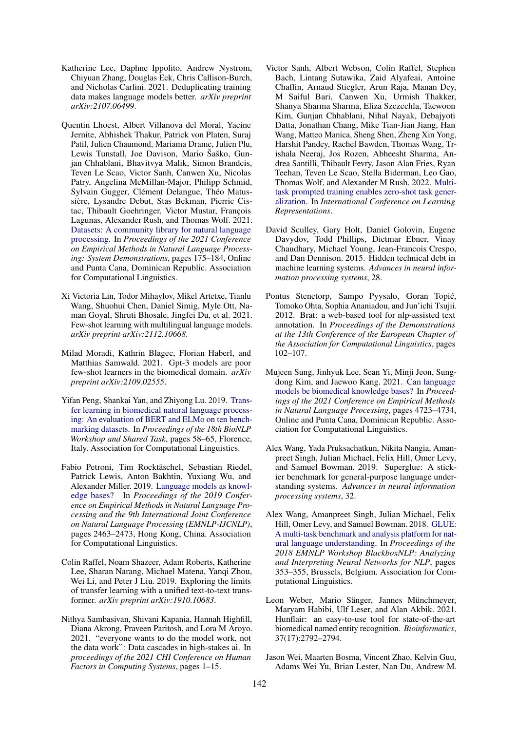Katherine Lee, Daphne Ippolito, Andrew Nystrom, Chiyuan Zhang, Douglas Eck, Chris Callison-Burch, and Nicholas Carlini. 2021. Deduplicating training data makes language models better. *arXiv preprint arXiv:2107.06499*.

Quentin Lhoest, Albert Villanova del Moral, Yacine Jernite, Abhishek Thakur, Patrick von Platen, Suraj Patil, Julien Chaumond, Mariama Drame, Julien Plu, Lewis Tunstall, Joe Davison, Mario Šaško, Gunjan Chhablani, Bhavitvya Malik, Simon Brandeis, Teven Le Scao, Victor Sanh, Canwen Xu, Nicolas Patry, Angelina McMillan-Major, Philipp Schmid, Sylvain Gugger, Clément Delangue, Théo Matussière, Lysandre Debut, Stas Bekman, Pierric Cistac, Thibault Goehringer, Victor Mustar, François Lagunas, Alexander Rush, and Thomas Wolf. 2021. Datasets: A community library for natural language processing. In *Proceedings of the 2021 Conference on Empirical Methods in Natural Language Processing: System Demonstrations*, pages 175–184, Online and Punta Cana, Dominican Republic. Association for Computational Linguistics.

Xi Victoria Lin, Todor Mihaylov, Mikel Artetxe, Tianlu Wang, Shuohui Chen, Daniel Simig, Myle Ott, Naman Goyal, Shruti Bhosale, Jingfei Du, et al. 2021. Few-shot learning with multilingual language models. *arXiv preprint arXiv:2112.10668*.

Milad Moradi, Kathrin Blagec, Florian Haberl, and Matthias Samwald. 2021. Gpt-3 models are poor few-shot learners in the biomedical domain. *arXiv preprint arXiv:2109.02555*.

Yifan Peng, Shankai Yan, and Zhiyong Lu. 2019. Transfer learning in biomedical natural language processing: An evaluation of BERT and ELMo on ten benchmarking datasets. In *Proceedings of the 18th BioNLP Workshop and Shared Task*, pages 58–65, Florence, Italy. Association for Computational Linguistics.

Fabio Petroni, Tim Rocktäschel, Sebastian Riedel, Patrick Lewis, Anton Bakhtin, Yuxiang Wu, and Alexander Miller. 2019. Language models as knowledge bases? In *Proceedings of the 2019 Conference on Empirical Methods in Natural Language Processing and the 9th International Joint Conference on Natural Language Processing (EMNLP-IJCNLP)*, pages 2463–2473, Hong Kong, China. Association for Computational Linguistics.

Colin Raffel, Noam Shazeer, Adam Roberts, Katherine Lee, Sharan Narang, Michael Matena, Yanqi Zhou, Wei Li, and Peter J Liu. 2019. Exploring the limits of transfer learning with a unified text-to-text transformer. *arXiv preprint arXiv:1910.10683*.

Nithya Sambasivan, Shivani Kapania, Hannah Highfill, Diana Akrong, Praveen Paritosh, and Lora M Aroyo. 2021. "everyone wants to do the model work, not the data work": Data cascades in high-stakes ai. In *proceedings of the 2021 CHI Conference on Human Factors in Computing Systems*, pages 1–15.

Victor Sanh, Albert Webson, Colin Raffel, Stephen Bach, Lintang Sutawika, Zaid Alyafeai, Antoine Chaffin, Arnaud Stiegler, Arun Raja, Manan Dey, M Saiful Bari, Canwen Xu, Urmish Thakker, Shanya Sharma Sharma, Eliza Szczechla, Taewoon Kim, Gunjan Chhablani, Nihal Nayak, Debajyoti Datta, Jonathan Chang, Mike Tian-Jian Jiang, Han Wang, Matteo Manica, Sheng Shen, Zheng Xin Yong, Harshit Pandey, Rachel Bawden, Thomas Wang, Trishala Neeraj, Jos Rozen, Abheesht Sharma, Andrea Santilli, Thibault Fevry, Jason Alan Fries, Ryan Teehan, Teven Le Scao, Stella Biderman, Leo Gao, Thomas Wolf, and Alexander M Rush. 2022. Multitask prompted training enables zero-shot task generalization. In *International Conference on Learning Representations*.

David Sculley, Gary Holt, Daniel Golovin, Eugene Davydov, Todd Phillips, Dietmar Ebner, Vinay Chaudhary, Michael Young, Jean-Francois Crespo, and Dan Dennison. 2015. Hidden technical debt in machine learning systems. *Advances in neural information processing systems*, 28.

Pontus Stenetorp, Sampo Pyysalo, Goran Topić, Tomoko Ohta, Sophia Ananiadou, and Jun'ichi Tsujii. 2012. Brat: a web-based tool for nlp-assisted text annotation. In *Proceedings of the Demonstrations at the 13th Conference of the European Chapter of the Association for Computational Linguistics*, pages 102–107.

Mujeen Sung, Jinhyuk Lee, Sean Yi, Minji Jeon, Sungdong Kim, and Jaewoo Kang. 2021. Can language models be biomedical knowledge bases? In *Proceedings of the 2021 Conference on Empirical Methods in Natural Language Processing*, pages 4723–4734, Online and Punta Cana, Dominican Republic. Association for Computational Linguistics.

Alex Wang, Yada Pruksachatkun, Nikita Nangia, Amanpreet Singh, Julian Michael, Felix Hill, Omer Levy, and Samuel Bowman. 2019. Superglue: A stickier benchmark for general-purpose language understanding systems. *Advances in neural information processing systems*, 32.

Alex Wang, Amanpreet Singh, Julian Michael, Felix Hill, Omer Levy, and Samuel Bowman. 2018. GLUE: A multi-task benchmark and analysis platform for natural language understanding. In *Proceedings of the 2018 EMNLP Workshop BlackboxNLP: Analyzing and Interpreting Neural Networks for NLP*, pages 353–355, Brussels, Belgium. Association for Computational Linguistics.

Leon Weber, Mario Sänger, Jannes Münchmeyer, Maryam Habibi, Ulf Leser, and Alan Akbik. 2021. Hunflair: an easy-to-use tool for state-of-the-art biomedical named entity recognition. *Bioinformatics*, 37(17):2792–2794.

Jason Wei, Maarten Bosma, Vincent Zhao, Kelvin Guu, Adams Wei Yu, Brian Lester, Nan Du, Andrew M.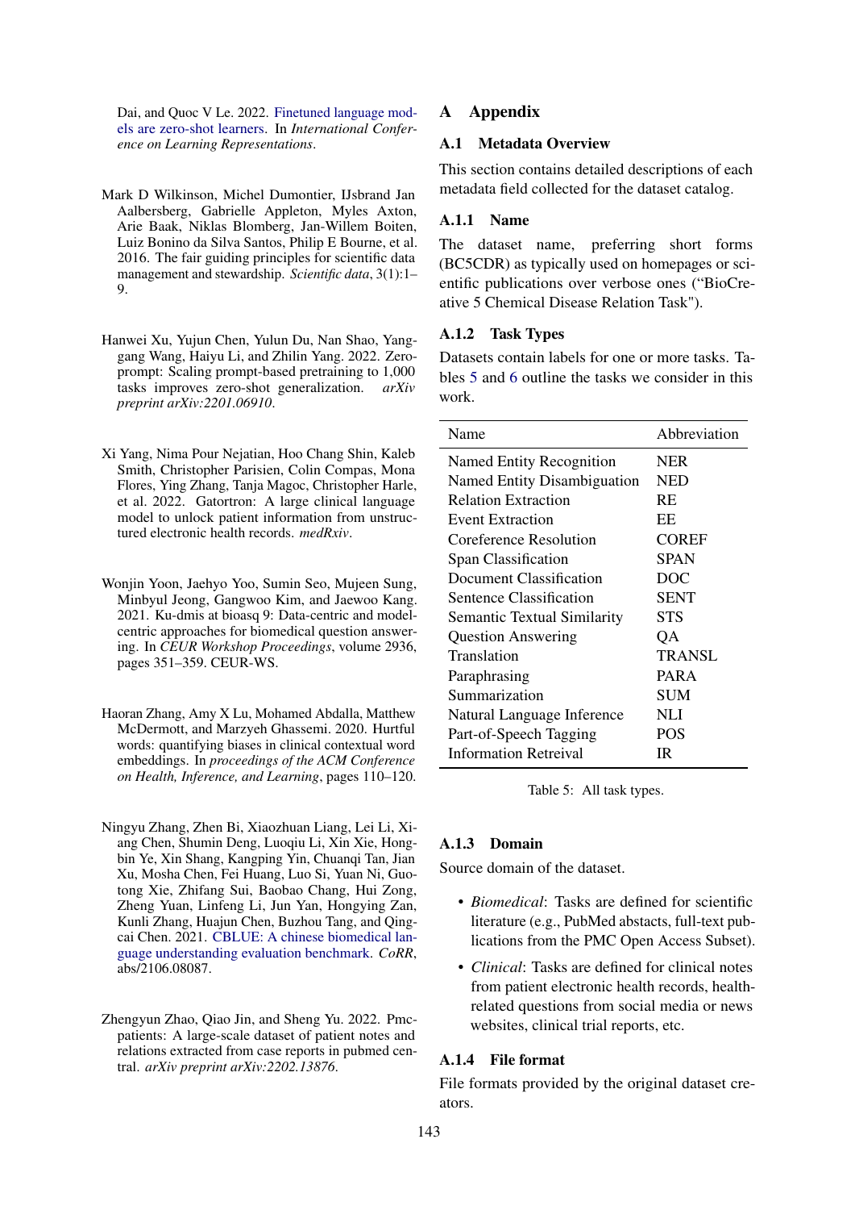Dai, and Quoc V Le. 2022. Finetuned language models are zero-shot learners. In *International Conference on Learning Representations*.

Mark D Wilkinson, Michel Dumontier, IJsbrand Jan Aalbersberg, Gabrielle Appleton, Myles Axton, Arie Baak, Niklas Blomberg, Jan-Willem Boiten, Luiz Bonino da Silva Santos, Philip E Bourne, et al. 2016. The fair guiding principles for scientific data management and stewardship. *Scientific data*, 3(1):1–9.

Hanwei Xu, Yujun Chen, Yulun Du, Nan Shao, Yanggang Wang, Haiyu Li, and Zhilin Yang. 2022. Zeroprompt: Scaling prompt-based pretraining to 1,000 tasks improves zero-shot generalization. *arXiv preprint arXiv:2201.06910*.

Xi Yang, Nima Pour Nejatian, Hoo Chang Shin, Kaleb Smith, Christopher Parisien, Colin Compas, Mona Flores, Ying Zhang, Tanja Magoc, Christopher Harle, et al. 2022. Gatortron: A large clinical language model to unlock patient information from unstructured electronic health records. *medRxiv*.

Wonjin Yoon, Jaehyo Yoo, Sumin Seo, Mujeen Sung, Minbyul Jeong, Gangwoo Kim, and Jaewoo Kang. 2021. Ku-dmis at bioasq 9: Data-centric and model-centric approaches for biomedical question answering. In *CEUR Workshop Proceedings*, volume 2936, pages 351–359. CEUR-WS.

Haoran Zhang, Amy X Lu, Mohamed Abdalla, Matthew McDermott, and Marzyeh Ghassemi. 2020. Hurtful words: quantifying biases in clinical contextual word embeddings. In *proceedings of the ACM Conference on Health, Inference, and Learning*, pages 110–120.

Ningyu Zhang, Zhen Bi, Xiaozhuan Liang, Lei Li, Xiang Chen, Shumin Deng, Luoqiu Li, Xin Xie, Hongbin Ye, Xin Shang, Kangping Yin, Chuanqi Tan, Jian Xu, Mosha Chen, Fei Huang, Luo Si, Yuan Ni, Guotong Xie, Zhifang Sui, Baobao Chang, Hui Zong, Zheng Yuan, Linfeng Li, Jun Yan, Hongying Zan, Kunli Zhang, Huajun Chen, Buzhou Tang, and Qingcai Chen. 2021. CBLUE: A chinese biomedical language understanding evaluation benchmark. *CoRR*, abs/2106.08087.

Zhengyun Zhao, Qiao Jin, and Sheng Yu. 2022. Pmc-patients: A large-scale dataset of patient notes and relations extracted from case reports in pubmed central. *arXiv preprint arXiv:2202.13876*.

# A Appendix

## A.1 Metadata Overview

This section contains detailed descriptions of each metadata field collected for the dataset catalog.

### A.1.1 Name

The dataset name, preferring short forms (BC5CDR) as typically used on homepages or scientific publications over verbose ones ("BioCreative 5 Chemical Disease Relation Task").

### A.1.2 Task Types

Datasets contain labels for one or more tasks. Tables 5 and 6 outline the tasks we consider in this work.

| Name | Abbreviation |
|---|---|
| Named Entity Recognition | NER |
| Named Entity Disambiguation | NED |
| Relation Extraction | RE |
| Event Extraction | EE |
| Coreference Resolution | COREF |
| Span Classification | SPAN |
| Document Classification | DOC |
| Sentence Classification | SENT |
| Semantic Textual Similarity | STS |
| Question Answering | QA |
| Translation | TRANSL |
| Paraphrasing | PARA |
| Summarization | SUM |
| Natural Language Inference | NLI |
| Part-of-Speech Tagging | POS |
| Information Retreival | IR |

Table 5: All task types.

### A.1.3 Domain

Source domain of the dataset.

- *Biomedical*: Tasks are defined for scientific literature (e.g., PubMed abstracts, full-text publications from the PMC Open Access Subset).
- *Clinical*: Tasks are defined for clinical notes from patient electronic health records, health-related questions from social media or news websites, clinical trial reports, etc.

### A.1.4 File format

File formats provided by the original dataset creators.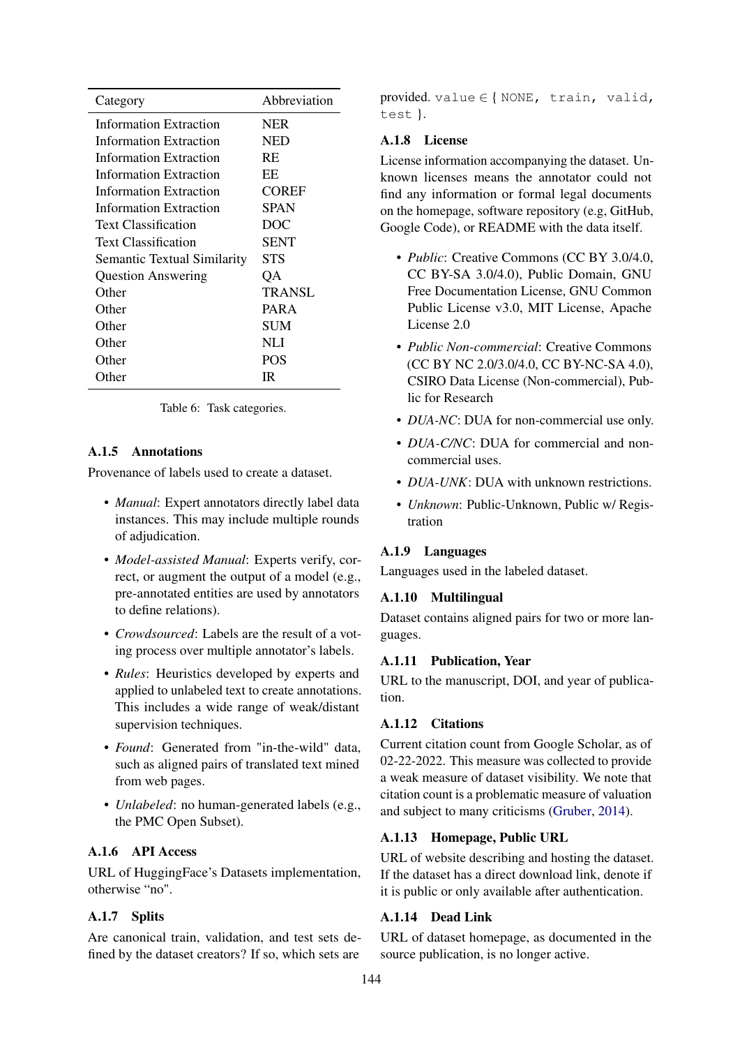| Category | Abbreviation |
|---|---|
| Information Extraction | NER |
| Information Extraction | NED |
| Information Extraction | RE |
| Information Extraction | EE |
| Information Extraction | COREF |
| Information Extraction | SPAN |
| Text Classification | DOC |
| Text Classification | SENT |
| Semantic Textual Similarity | STS |
| Question Answering | QA |
| Other | TRANSL |
| Other | PARA |
| Other | SUM |
| Other | NLI |
| Other | POS |
| Other | IR |

Table 6: Task categories.

### A.1.5 Annotations

Provenance of labels used to create a dataset.

- *Manual*: Expert annotators directly label data instances. This may include multiple rounds of adjudication.
- *Model-assisted Manual*: Experts verify, correct, or augment the output of a model (e.g., pre-annotated entities are used by annotators to define relations).
- *Crowdsourced*: Labels are the result of a voting process over multiple annotator's labels.
- *Rules*: Heuristics developed by experts and applied to unlabeled text to create annotations. This includes a wide range of weak/distant supervision techniques.
- *Found*: Generated from "in-the-wild" data, such as aligned pairs of translated text mined from web pages.
- *Unlabeled*: no human-generated labels (e.g., the PMC Open Subset).

### A.1.6 API Access

URL of HuggingFace's Datasets implementation, otherwise "no".

### A.1.7 Splits

Are canonical train, validation, and test sets defined by the dataset creators? If so, which sets are provided. `value` ∈ { `NONE, train, valid, test` }.

### A.1.8 License

License information accompanying the dataset. Unknown licenses means the annotator could not find any information or formal legal documents on the homepage, software repository (e.g, GitHub, Google Code), or README with the data itself.

- *Public*: Creative Commons (CC BY 3.0/4.0, CC BY-SA 3.0/4.0), Public Domain, GNU Free Documentation License, GNU Common Public License v3.0, MIT License, Apache License 2.0
- *Public Non-commercial*: Creative Commons (CC BY NC 2.0/3.0/4.0, CC BY-NC-SA 4.0), CSIRO Data License (Non-commercial), Public for Research
- *DUA-NC*: DUA for non-commercial use only.
- *DUA-C/NC*: DUA for commercial and non-commercial uses.
- *DUA-UNK*: DUA with unknown restrictions.
- *Unknown*: Public-Unknown, Public w/ Registration

### A.1.9 Languages

Languages used in the labeled dataset.

### A.1.10 Multilingual

Dataset contains aligned pairs for two or more languages.

### A.1.11 Publication, Year

URL to the manuscript, DOI, and year of publication.

### A.1.12 Citations

Current citation count from Google Scholar, as of 02-22-2022. This measure was collected to provide a weak measure of dataset visibility. We note that citation count is a problematic measure of valuation and subject to many criticisms (Gruber, 2014).

### A.1.13 Homepage, Public URL

URL of website describing and hosting the dataset. If the dataset has a direct download link, denote if it is public or only available after authentication.

### A.1.14 Dead Link

URL of dataset homepage, as documented in the source publication, is no longer active.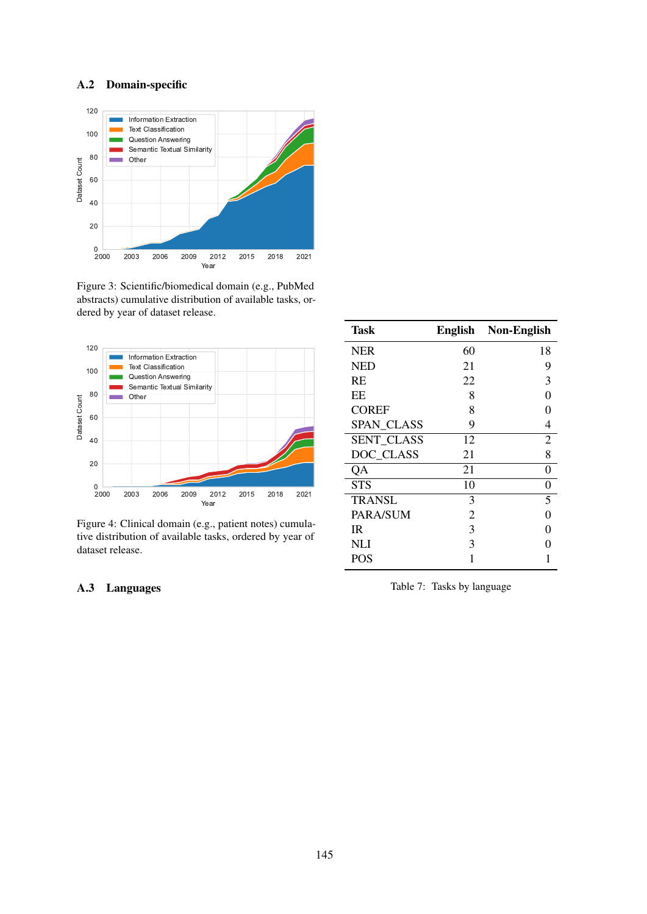## A.2 Domain-specific

120
100
80
60
40
20
0
Dataset Count
2000 2003 2006 2009 2012 2015 2018 2021
Year
Information Extraction
Text Classification
Question Answering
Semantic Textual Similarity
Other

Figure 3: Scientific/biomedical domain (e.g., PubMed abstracts) cumulative distribution of available tasks, ordered by year of dataset release.

120
100
80
60
40
20
0
Dataset Count
2000 2003 2006 2009 2012 2015 2018 2021
Year
Information Extraction
Text Classification
Question Answering
Semantic Textual Similarity
Other

Figure 4: Clinical domain (e.g., patient notes) cumulative distribution of available tasks, ordered by year of dataset release.

## A.3 Languages

| Task | English | Non-English |
|---|---|---|
| NER | 60 | 18 |
| NED | 21 | 9 |
| RE | 22 | 3 |
| EE | 8 | 0 |
| COREF | 8 | 0 |
| SPAN_CLASS | 9 | 4 |
| SENT_CLASS | 12 | 2 |
| DOC_CLASS | 21 | 8 |
| QA | 21 | 0 |
| STS | 10 | 0 |
| TRANSL | 3 | 5 |
| PARA/SUM | 2 | 0 |
| IR | 3 | 0 |
| NLI | 3 | 0 |
| POS | 1 | 1 |

Table 7: Tasks by language